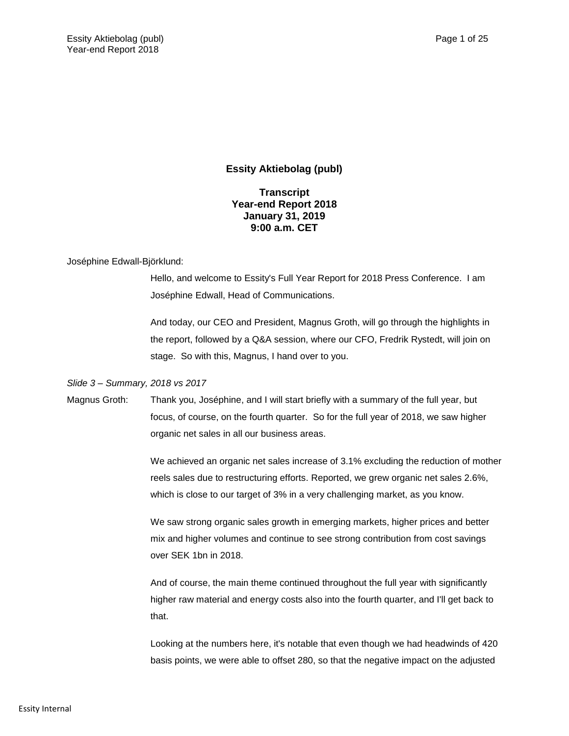# Essity Aktiebolag (publ)

**Transcript**
**Year-end Report 2018**
**January 31, 2019**
**9:00 a.m. CET**

Joséphine Edwall-Björklund:

Hello, and welcome to Essity's Full Year Report for 2018 Press Conference. I am Joséphine Edwall, Head of Communications.

And today, our CEO and President, Magnus Groth, will go through the highlights in the report, followed by a Q&A session, where our CFO, Fredrik Rystedt, will join on stage. So with this, Magnus, I hand over to you.

*Slide 3 – Summary, 2018 vs 2017*

Magnus Groth: Thank you, Joséphine, and I will start briefly with a summary of the full year, but focus, of course, on the fourth quarter. So for the full year of 2018, we saw higher organic net sales in all our business areas.

We achieved an organic net sales increase of 3.1% excluding the reduction of mother reels sales due to restructuring efforts. Reported, we grew organic net sales 2.6%, which is close to our target of 3% in a very challenging market, as you know.

We saw strong organic sales growth in emerging markets, higher prices and better mix and higher volumes and continue to see strong contribution from cost savings over SEK 1bn in 2018.

And of course, the main theme continued throughout the full year with significantly higher raw material and energy costs also into the fourth quarter, and I'll get back to that.

Looking at the numbers here, it's notable that even though we had headwinds of 420 basis points, we were able to offset 280, so that the negative impact on the adjusted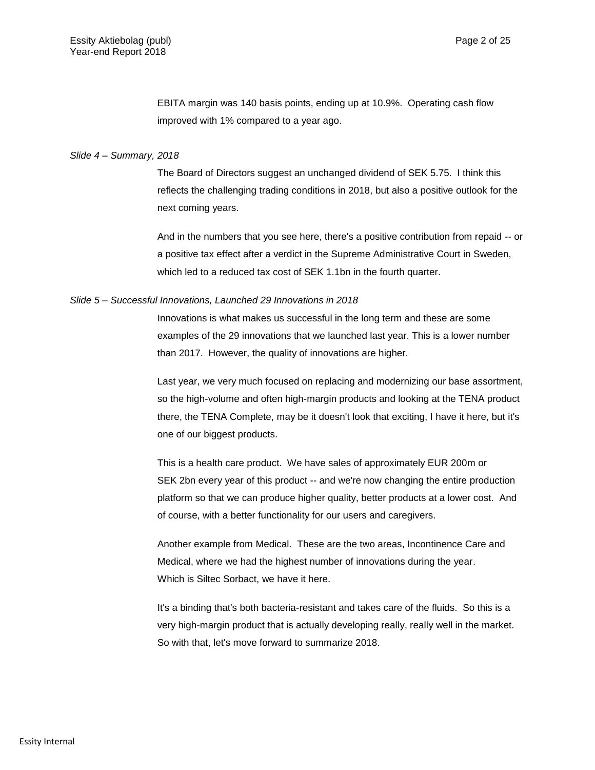EBITA margin was 140 basis points, ending up at 10.9%. Operating cash flow improved with 1% compared to a year ago.

*Slide 4 – Summary, 2018*

The Board of Directors suggest an unchanged dividend of SEK 5.75. I think this reflects the challenging trading conditions in 2018, but also a positive outlook for the next coming years.

And in the numbers that you see here, there's a positive contribution from repaid -- or a positive tax effect after a verdict in the Supreme Administrative Court in Sweden, which led to a reduced tax cost of SEK 1.1bn in the fourth quarter.

*Slide 5 – Successful Innovations, Launched 29 Innovations in 2018*

Innovations is what makes us successful in the long term and these are some examples of the 29 innovations that we launched last year. This is a lower number than 2017. However, the quality of innovations are higher.

Last year, we very much focused on replacing and modernizing our base assortment, so the high-volume and often high-margin products and looking at the TENA product there, the TENA Complete, may be it doesn't look that exciting, I have it here, but it's one of our biggest products.

This is a health care product. We have sales of approximately EUR 200m or SEK 2bn every year of this product -- and we're now changing the entire production platform so that we can produce higher quality, better products at a lower cost. And of course, with a better functionality for our users and caregivers.

Another example from Medical. These are the two areas, Incontinence Care and Medical, where we had the highest number of innovations during the year. Which is Siltec Sorbact, we have it here.

It's a binding that's both bacteria-resistant and takes care of the fluids. So this is a very high-margin product that is actually developing really, really well in the market. So with that, let's move forward to summarize 2018.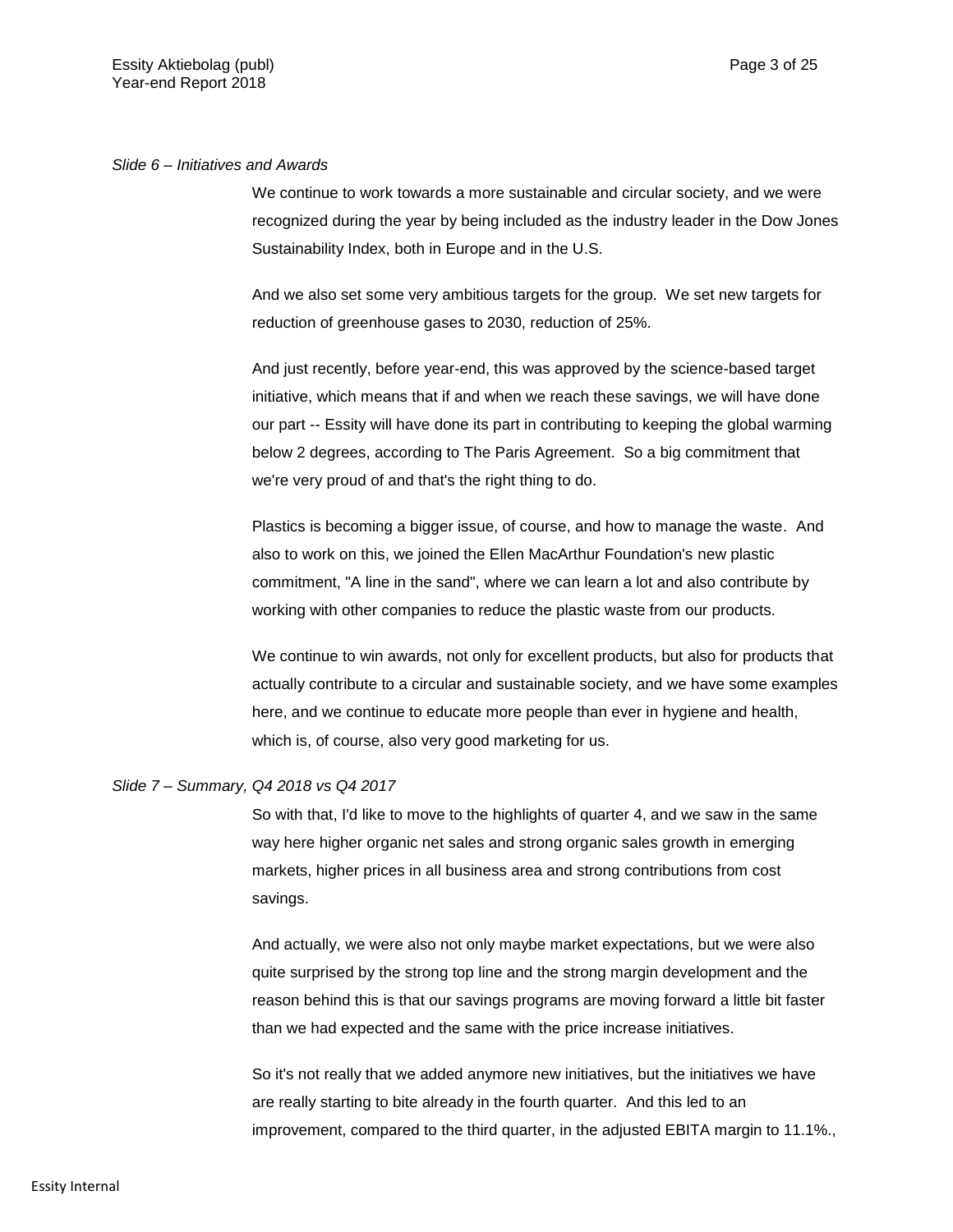*Slide 6 – Initiatives and Awards*

We continue to work towards a more sustainable and circular society, and we were recognized during the year by being included as the industry leader in the Dow Jones Sustainability Index, both in Europe and in the U.S.

And we also set some very ambitious targets for the group. We set new targets for reduction of greenhouse gases to 2030, reduction of 25%.

And just recently, before year-end, this was approved by the science-based target initiative, which means that if and when we reach these savings, we will have done our part -- Essity will have done its part in contributing to keeping the global warming below 2 degrees, according to The Paris Agreement. So a big commitment that we're very proud of and that's the right thing to do.

Plastics is becoming a bigger issue, of course, and how to manage the waste. And also to work on this, we joined the Ellen MacArthur Foundation's new plastic commitment, "A line in the sand", where we can learn a lot and also contribute by working with other companies to reduce the plastic waste from our products.

We continue to win awards, not only for excellent products, but also for products that actually contribute to a circular and sustainable society, and we have some examples here, and we continue to educate more people than ever in hygiene and health, which is, of course, also very good marketing for us.

*Slide 7 – Summary, Q4 2018 vs Q4 2017*

So with that, I'd like to move to the highlights of quarter 4, and we saw in the same way here higher organic net sales and strong organic sales growth in emerging markets, higher prices in all business area and strong contributions from cost savings.

And actually, we were also not only maybe market expectations, but we were also quite surprised by the strong top line and the strong margin development and the reason behind this is that our savings programs are moving forward a little bit faster than we had expected and the same with the price increase initiatives.

So it's not really that we added anymore new initiatives, but the initiatives we have are really starting to bite already in the fourth quarter. And this led to an improvement, compared to the third quarter, in the adjusted EBITA margin to 11.1%.,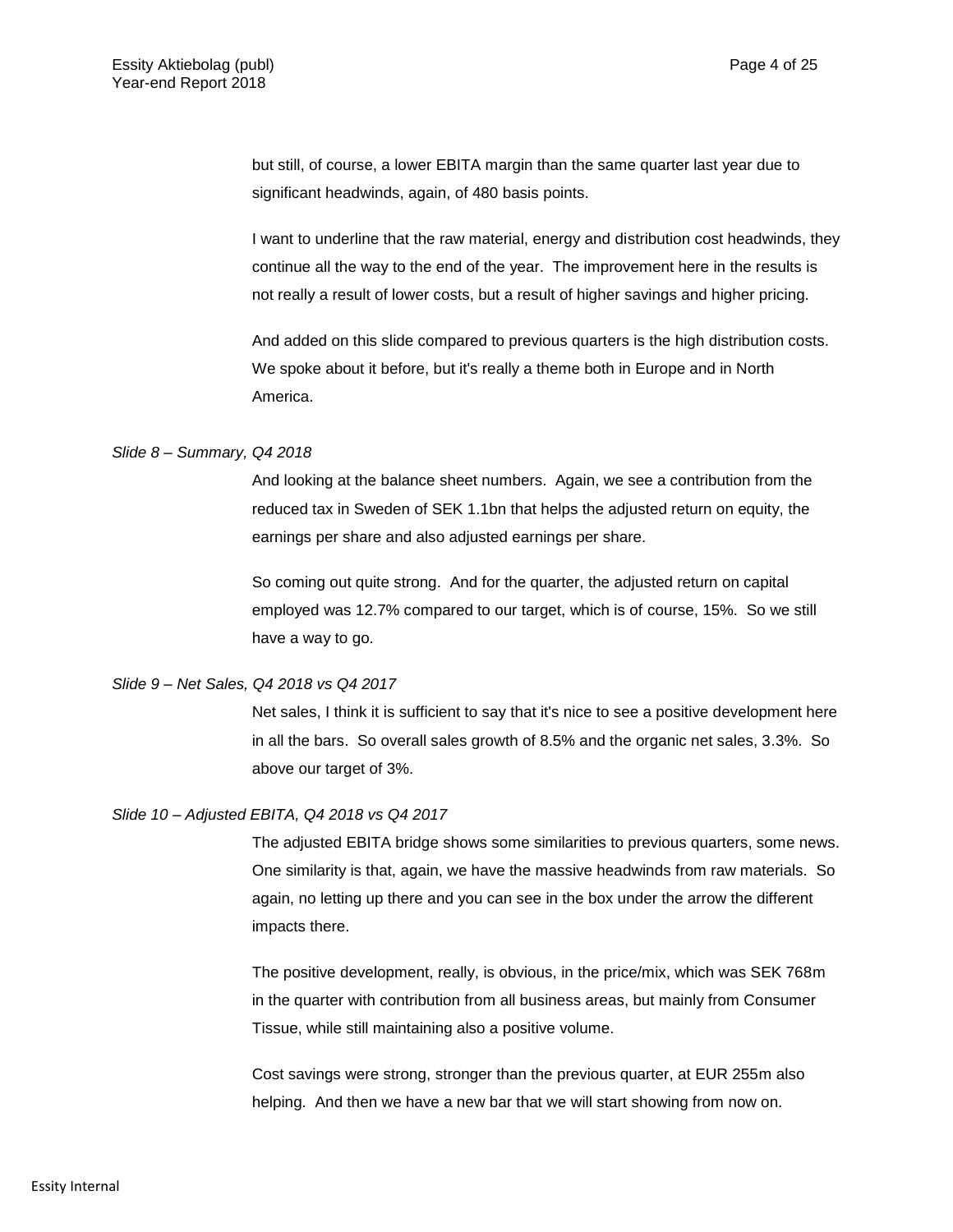but still, of course, a lower EBITA margin than the same quarter last year due to significant headwinds, again, of 480 basis points.

I want to underline that the raw material, energy and distribution cost headwinds, they continue all the way to the end of the year. The improvement here in the results is not really a result of lower costs, but a result of higher savings and higher pricing.

And added on this slide compared to previous quarters is the high distribution costs. We spoke about it before, but it's really a theme both in Europe and in North America.

*Slide 8 – Summary, Q4 2018*

And looking at the balance sheet numbers. Again, we see a contribution from the reduced tax in Sweden of SEK 1.1bn that helps the adjusted return on equity, the earnings per share and also adjusted earnings per share.

So coming out quite strong. And for the quarter, the adjusted return on capital employed was 12.7% compared to our target, which is of course, 15%. So we still have a way to go.

*Slide 9 – Net Sales, Q4 2018 vs Q4 2017*

Net sales, I think it is sufficient to say that it's nice to see a positive development here in all the bars. So overall sales growth of 8.5% and the organic net sales, 3.3%. So above our target of 3%.

*Slide 10 – Adjusted EBITA, Q4 2018 vs Q4 2017*

The adjusted EBITA bridge shows some similarities to previous quarters, some news. One similarity is that, again, we have the massive headwinds from raw materials. So again, no letting up there and you can see in the box under the arrow the different impacts there.

The positive development, really, is obvious, in the price/mix, which was SEK 768m in the quarter with contribution from all business areas, but mainly from Consumer Tissue, while still maintaining also a positive volume.

Cost savings were strong, stronger than the previous quarter, at EUR 255m also helping. And then we have a new bar that we will start showing from now on.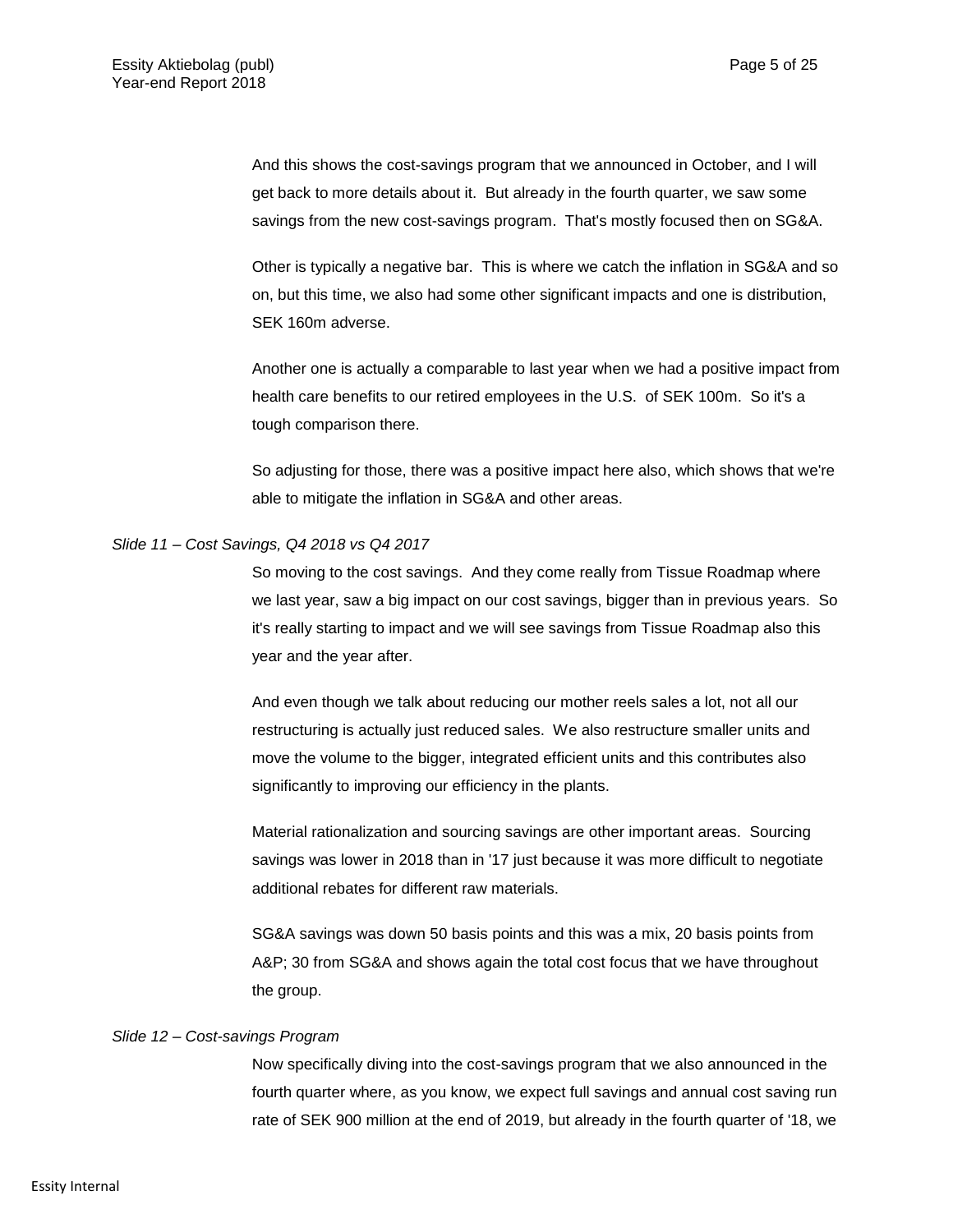And this shows the cost-savings program that we announced in October, and I will get back to more details about it. But already in the fourth quarter, we saw some savings from the new cost-savings program. That's mostly focused then on SG&A.

Other is typically a negative bar. This is where we catch the inflation in SG&A and so on, but this time, we also had some other significant impacts and one is distribution, SEK 160m adverse.

Another one is actually a comparable to last year when we had a positive impact from health care benefits to our retired employees in the U.S. of SEK 100m. So it's a tough comparison there.

So adjusting for those, there was a positive impact here also, which shows that we're able to mitigate the inflation in SG&A and other areas.

*Slide 11 – Cost Savings, Q4 2018 vs Q4 2017*

So moving to the cost savings. And they come really from Tissue Roadmap where we last year, saw a big impact on our cost savings, bigger than in previous years. So it's really starting to impact and we will see savings from Tissue Roadmap also this year and the year after.

And even though we talk about reducing our mother reels sales a lot, not all our restructuring is actually just reduced sales. We also restructure smaller units and move the volume to the bigger, integrated efficient units and this contributes also significantly to improving our efficiency in the plants.

Material rationalization and sourcing savings are other important areas. Sourcing savings was lower in 2018 than in '17 just because it was more difficult to negotiate additional rebates for different raw materials.

SG&A savings was down 50 basis points and this was a mix, 20 basis points from A&P; 30 from SG&A and shows again the total cost focus that we have throughout the group.

*Slide 12 – Cost-savings Program*

Now specifically diving into the cost-savings program that we also announced in the fourth quarter where, as you know, we expect full savings and annual cost saving run rate of SEK 900 million at the end of 2019, but already in the fourth quarter of '18, we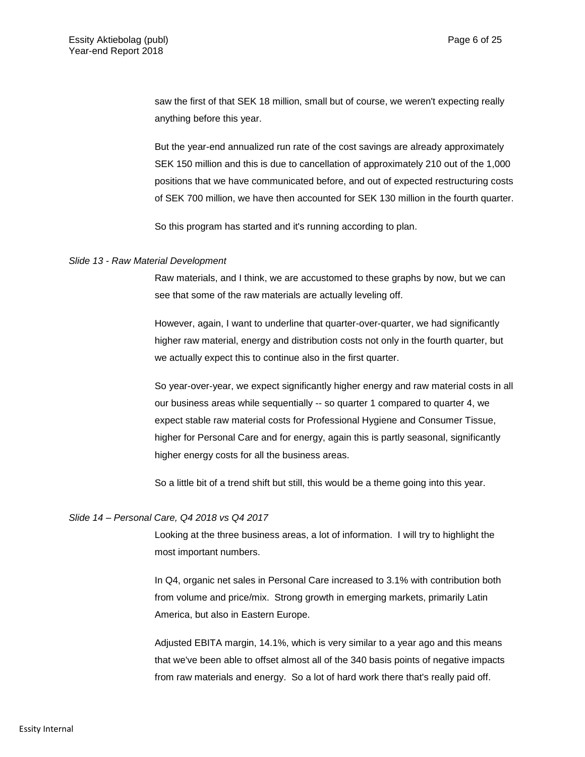saw the first of that SEK 18 million, small but of course, we weren't expecting really anything before this year.

But the year-end annualized run rate of the cost savings are already approximately SEK 150 million and this is due to cancellation of approximately 210 out of the 1,000 positions that we have communicated before, and out of expected restructuring costs of SEK 700 million, we have then accounted for SEK 130 million in the fourth quarter.

So this program has started and it's running according to plan.

*Slide 13 - Raw Material Development*

Raw materials, and I think, we are accustomed to these graphs by now, but we can see that some of the raw materials are actually leveling off.

However, again, I want to underline that quarter-over-quarter, we had significantly higher raw material, energy and distribution costs not only in the fourth quarter, but we actually expect this to continue also in the first quarter.

So year-over-year, we expect significantly higher energy and raw material costs in all our business areas while sequentially -- so quarter 1 compared to quarter 4, we expect stable raw material costs for Professional Hygiene and Consumer Tissue, higher for Personal Care and for energy, again this is partly seasonal, significantly higher energy costs for all the business areas.

So a little bit of a trend shift but still, this would be a theme going into this year.

*Slide 14 – Personal Care, Q4 2018 vs Q4 2017*

Looking at the three business areas, a lot of information. I will try to highlight the most important numbers.

In Q4, organic net sales in Personal Care increased to 3.1% with contribution both from volume and price/mix. Strong growth in emerging markets, primarily Latin America, but also in Eastern Europe.

Adjusted EBITA margin, 14.1%, which is very similar to a year ago and this means that we've been able to offset almost all of the 340 basis points of negative impacts from raw materials and energy. So a lot of hard work there that's really paid off.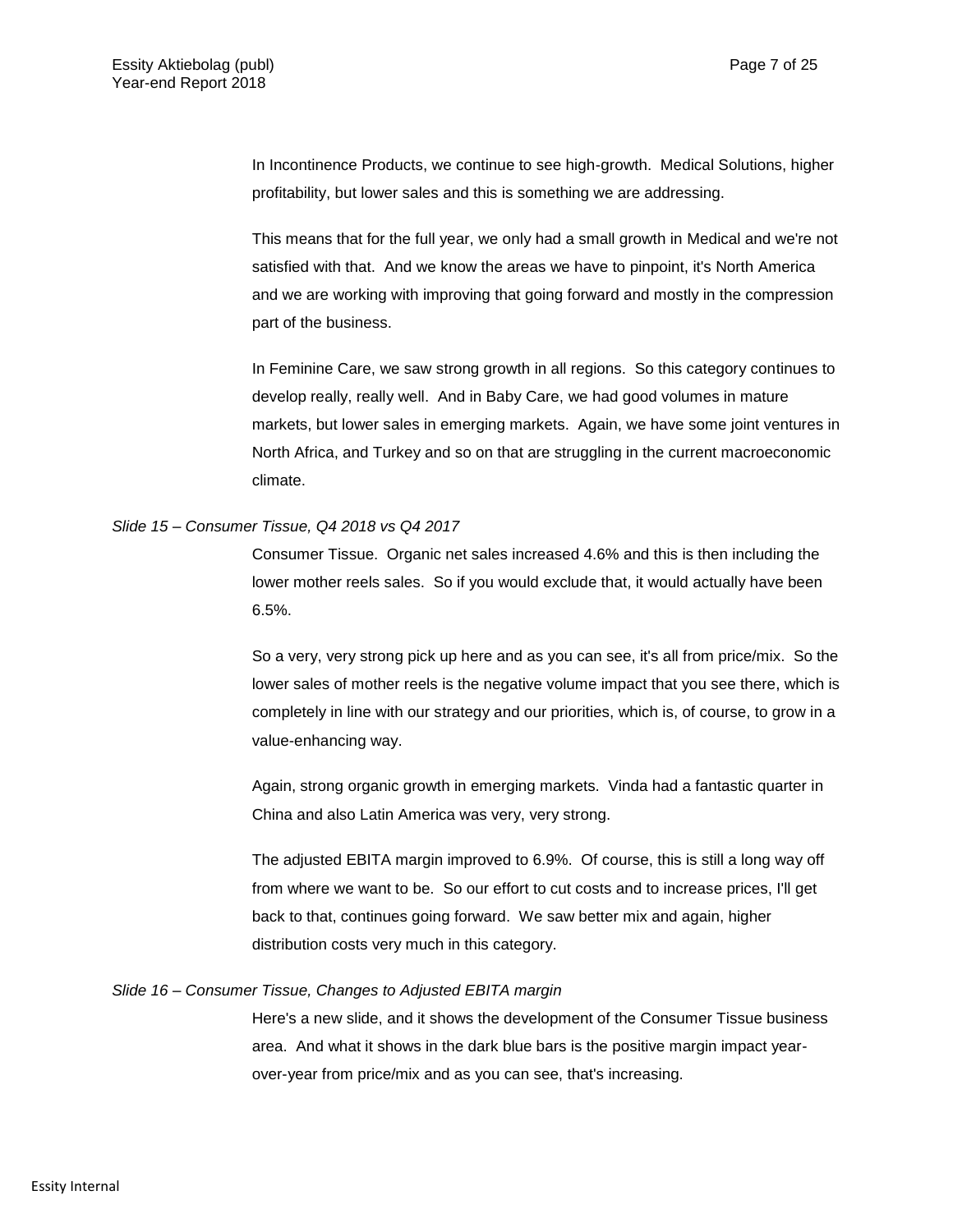In Incontinence Products, we continue to see high-growth. Medical Solutions, higher profitability, but lower sales and this is something we are addressing.

This means that for the full year, we only had a small growth in Medical and we're not satisfied with that. And we know the areas we have to pinpoint, it's North America and we are working with improving that going forward and mostly in the compression part of the business.

In Feminine Care, we saw strong growth in all regions. So this category continues to develop really, really well. And in Baby Care, we had good volumes in mature markets, but lower sales in emerging markets. Again, we have some joint ventures in North Africa, and Turkey and so on that are struggling in the current macroeconomic climate.

*Slide 15 – Consumer Tissue, Q4 2018 vs Q4 2017*

Consumer Tissue. Organic net sales increased 4.6% and this is then including the lower mother reels sales. So if you would exclude that, it would actually have been 6.5%.

So a very, very strong pick up here and as you can see, it's all from price/mix. So the lower sales of mother reels is the negative volume impact that you see there, which is completely in line with our strategy and our priorities, which is, of course, to grow in a value-enhancing way.

Again, strong organic growth in emerging markets. Vinda had a fantastic quarter in China and also Latin America was very, very strong.

The adjusted EBITA margin improved to 6.9%. Of course, this is still a long way off from where we want to be. So our effort to cut costs and to increase prices, I'll get back to that, continues going forward. We saw better mix and again, higher distribution costs very much in this category.

*Slide 16 – Consumer Tissue, Changes to Adjusted EBITA margin*

Here's a new slide, and it shows the development of the Consumer Tissue business area. And what it shows in the dark blue bars is the positive margin impact year-over-year from price/mix and as you can see, that's increasing.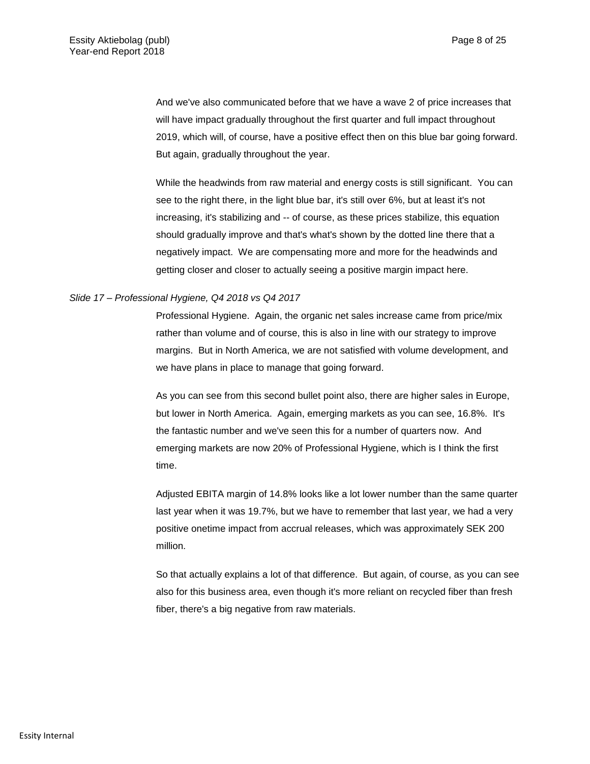And we've also communicated before that we have a wave 2 of price increases that will have impact gradually throughout the first quarter and full impact throughout 2019, which will, of course, have a positive effect then on this blue bar going forward. But again, gradually throughout the year.

While the headwinds from raw material and energy costs is still significant. You can see to the right there, in the light blue bar, it's still over 6%, but at least it's not increasing, it's stabilizing and -- of course, as these prices stabilize, this equation should gradually improve and that's what's shown by the dotted line there that a negatively impact. We are compensating more and more for the headwinds and getting closer and closer to actually seeing a positive margin impact here.

*Slide 17 – Professional Hygiene, Q4 2018 vs Q4 2017*

Professional Hygiene. Again, the organic net sales increase came from price/mix rather than volume and of course, this is also in line with our strategy to improve margins. But in North America, we are not satisfied with volume development, and we have plans in place to manage that going forward.

As you can see from this second bullet point also, there are higher sales in Europe, but lower in North America. Again, emerging markets as you can see, 16.8%. It's the fantastic number and we've seen this for a number of quarters now. And emerging markets are now 20% of Professional Hygiene, which is I think the first time.

Adjusted EBITA margin of 14.8% looks like a lot lower number than the same quarter last year when it was 19.7%, but we have to remember that last year, we had a very positive onetime impact from accrual releases, which was approximately SEK 200 million.

So that actually explains a lot of that difference. But again, of course, as you can see also for this business area, even though it's more reliant on recycled fiber than fresh fiber, there's a big negative from raw materials.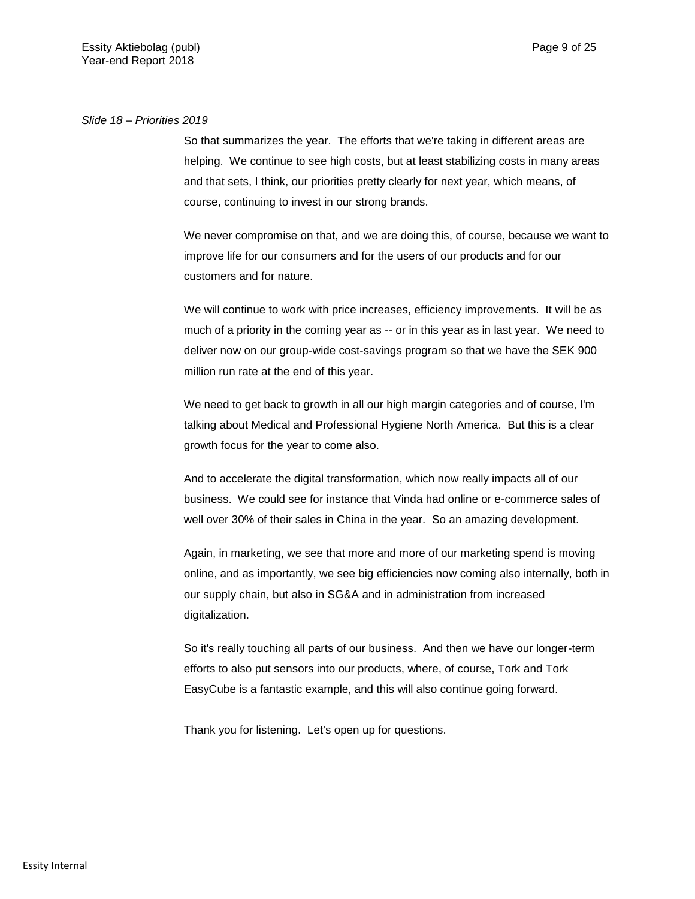*Slide 18 – Priorities 2019*

So that summarizes the year. The efforts that we're taking in different areas are helping. We continue to see high costs, but at least stabilizing costs in many areas and that sets, I think, our priorities pretty clearly for next year, which means, of course, continuing to invest in our strong brands.

We never compromise on that, and we are doing this, of course, because we want to improve life for our consumers and for the users of our products and for our customers and for nature.

We will continue to work with price increases, efficiency improvements. It will be as much of a priority in the coming year as -- or in this year as in last year. We need to deliver now on our group-wide cost-savings program so that we have the SEK 900 million run rate at the end of this year.

We need to get back to growth in all our high margin categories and of course, I'm talking about Medical and Professional Hygiene North America. But this is a clear growth focus for the year to come also.

And to accelerate the digital transformation, which now really impacts all of our business. We could see for instance that Vinda had online or e-commerce sales of well over 30% of their sales in China in the year. So an amazing development.

Again, in marketing, we see that more and more of our marketing spend is moving online, and as importantly, we see big efficiencies now coming also internally, both in our supply chain, but also in SG&A and in administration from increased digitalization.

So it's really touching all parts of our business. And then we have our longer-term efforts to also put sensors into our products, where, of course, Tork and Tork EasyCube is a fantastic example, and this will also continue going forward.

Thank you for listening. Let's open up for questions.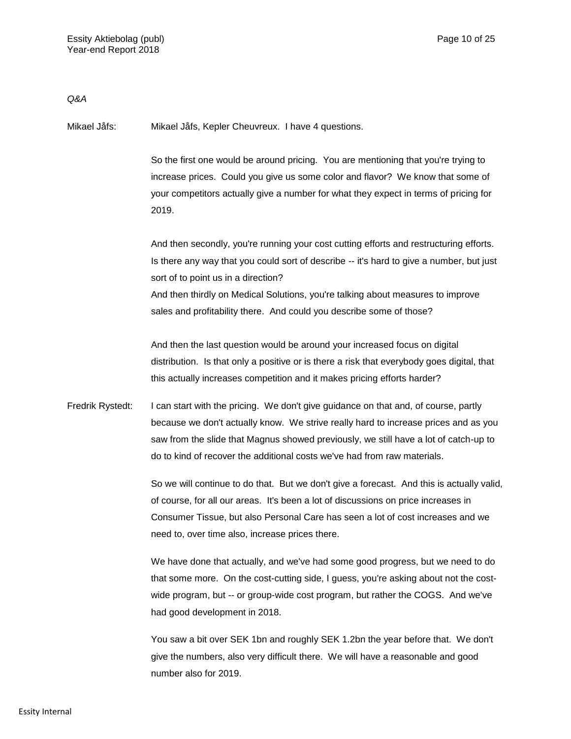*Q&A*

Mikael Jåfs: Mikael Jåfs, Kepler Cheuvreux. I have 4 questions.

So the first one would be around pricing. You are mentioning that you're trying to increase prices. Could you give us some color and flavor? We know that some of your competitors actually give a number for what they expect in terms of pricing for 2019.

And then secondly, you're running your cost cutting efforts and restructuring efforts. Is there any way that you could sort of describe -- it's hard to give a number, but just sort of to point us in a direction?

And then thirdly on Medical Solutions, you're talking about measures to improve sales and profitability there. And could you describe some of those?

And then the last question would be around your increased focus on digital distribution. Is that only a positive or is there a risk that everybody goes digital, that this actually increases competition and it makes pricing efforts harder?

Fredrik Rystedt: I can start with the pricing. We don't give guidance on that and, of course, partly because we don't actually know. We strive really hard to increase prices and as you saw from the slide that Magnus showed previously, we still have a lot of catch-up to do to kind of recover the additional costs we've had from raw materials.

So we will continue to do that. But we don't give a forecast. And this is actually valid, of course, for all our areas. It's been a lot of discussions on price increases in Consumer Tissue, but also Personal Care has seen a lot of cost increases and we need to, over time also, increase prices there.

We have done that actually, and we've had some good progress, but we need to do that some more. On the cost-cutting side, I guess, you're asking about not the cost-wide program, but -- or group-wide cost program, but rather the COGS. And we've had good development in 2018.

You saw a bit over SEK 1bn and roughly SEK 1.2bn the year before that. We don't give the numbers, also very difficult there. We will have a reasonable and good number also for 2019.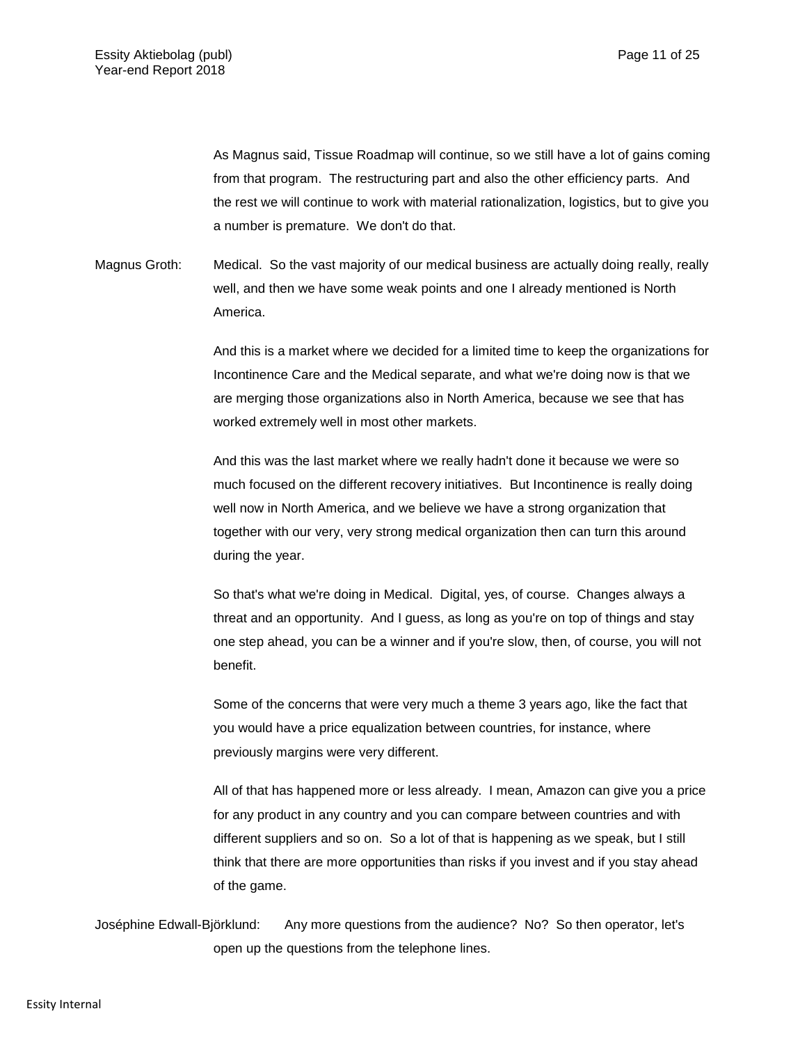As Magnus said, Tissue Roadmap will continue, so we still have a lot of gains coming from that program. The restructuring part and also the other efficiency parts. And the rest we will continue to work with material rationalization, logistics, but to give you a number is premature. We don't do that.

Magnus Groth: Medical. So the vast majority of our medical business are actually doing really, really well, and then we have some weak points and one I already mentioned is North America.

And this is a market where we decided for a limited time to keep the organizations for Incontinence Care and the Medical separate, and what we're doing now is that we are merging those organizations also in North America, because we see that has worked extremely well in most other markets.

And this was the last market where we really hadn't done it because we were so much focused on the different recovery initiatives. But Incontinence is really doing well now in North America, and we believe we have a strong organization that together with our very, very strong medical organization then can turn this around during the year.

So that's what we're doing in Medical. Digital, yes, of course. Changes always a threat and an opportunity. And I guess, as long as you're on top of things and stay one step ahead, you can be a winner and if you're slow, then, of course, you will not benefit.

Some of the concerns that were very much a theme 3 years ago, like the fact that you would have a price equalization between countries, for instance, where previously margins were very different.

All of that has happened more or less already. I mean, Amazon can give you a price for any product in any country and you can compare between countries and with different suppliers and so on. So a lot of that is happening as we speak, but I still think that there are more opportunities than risks if you invest and if you stay ahead of the game.

Joséphine Edwall-Björklund: Any more questions from the audience? No? So then operator, let's open up the questions from the telephone lines.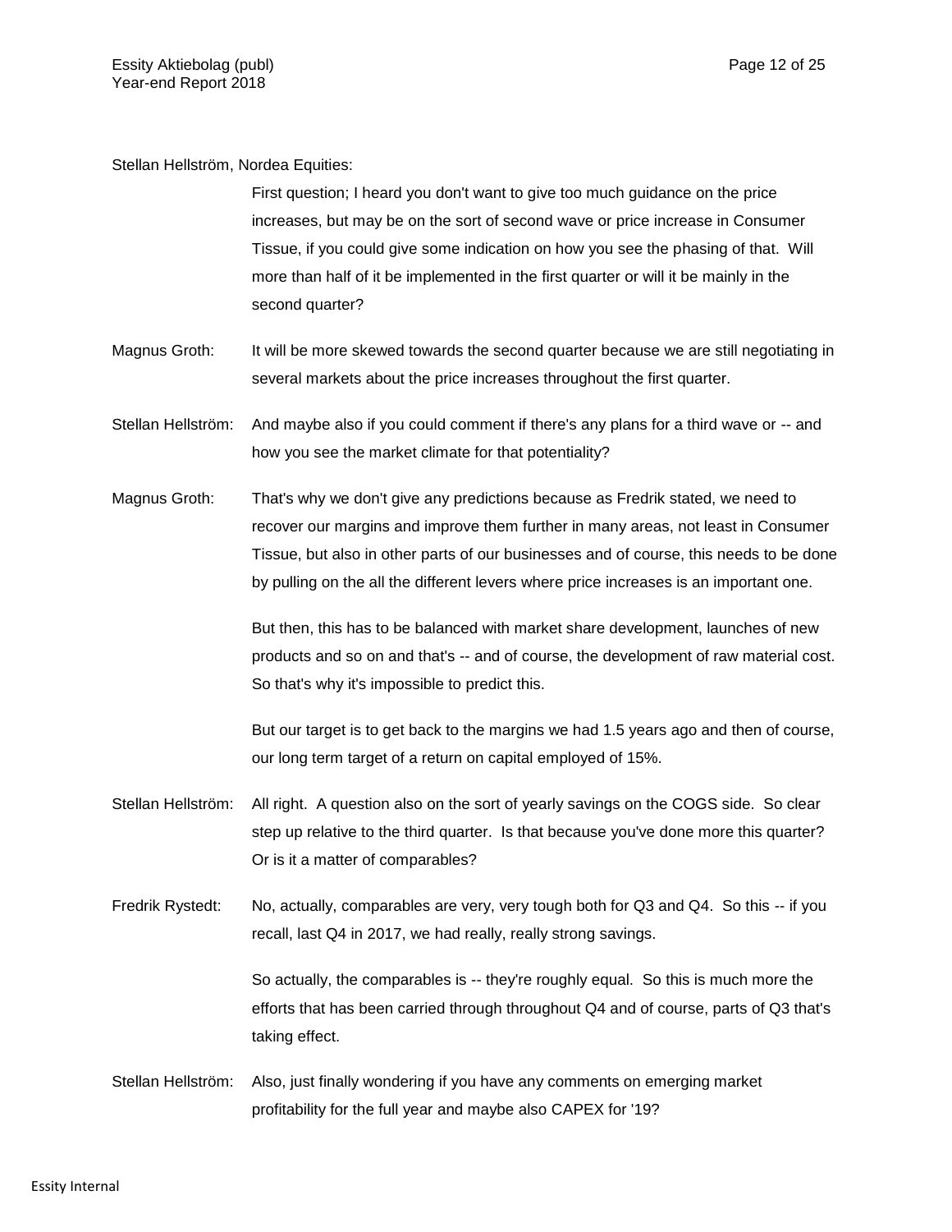Stellan Hellström, Nordea Equities:

First question; I heard you don't want to give too much guidance on the price increases, but may be on the sort of second wave or price increase in Consumer Tissue, if you could give some indication on how you see the phasing of that. Will more than half of it be implemented in the first quarter or will it be mainly in the second quarter?

Magnus Groth: It will be more skewed towards the second quarter because we are still negotiating in several markets about the price increases throughout the first quarter.

Stellan Hellström: And maybe also if you could comment if there's any plans for a third wave or -- and how you see the market climate for that potentiality?

Magnus Groth: That's why we don't give any predictions because as Fredrik stated, we need to recover our margins and improve them further in many areas, not least in Consumer Tissue, but also in other parts of our businesses and of course, this needs to be done by pulling on the all the different levers where price increases is an important one.

But then, this has to be balanced with market share development, launches of new products and so on and that's -- and of course, the development of raw material cost. So that's why it's impossible to predict this.

But our target is to get back to the margins we had 1.5 years ago and then of course, our long term target of a return on capital employed of 15%.

Stellan Hellström: All right. A question also on the sort of yearly savings on the COGS side. So clear step up relative to the third quarter. Is that because you've done more this quarter? Or is it a matter of comparables?

Fredrik Rystedt: No, actually, comparables are very, very tough both for Q3 and Q4. So this -- if you recall, last Q4 in 2017, we had really, really strong savings.

So actually, the comparables is -- they're roughly equal. So this is much more the efforts that has been carried through throughout Q4 and of course, parts of Q3 that's taking effect.

Stellan Hellström: Also, just finally wondering if you have any comments on emerging market profitability for the full year and maybe also CAPEX for '19?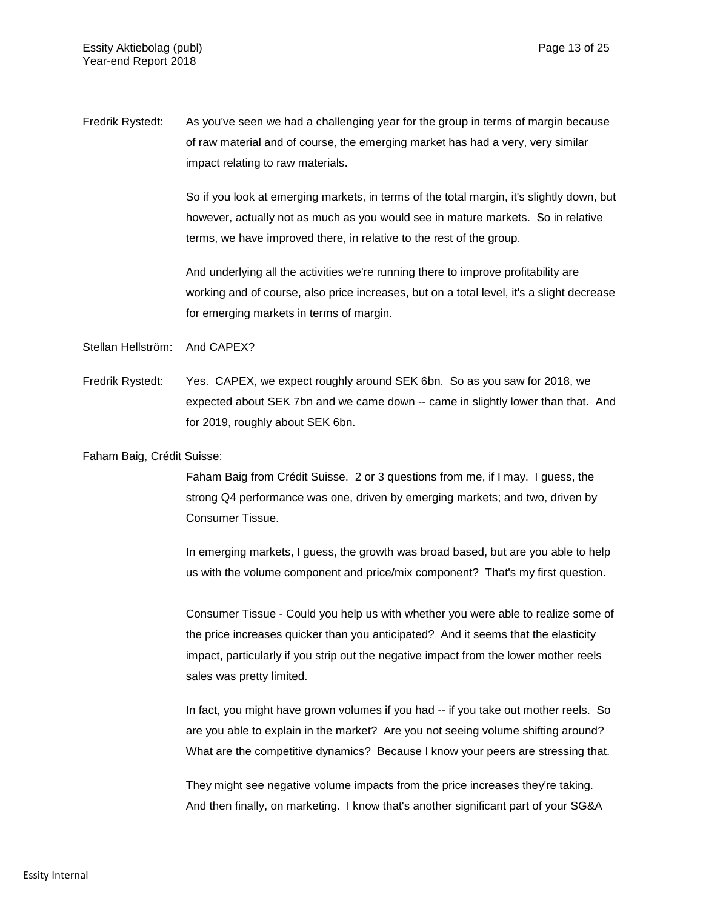Fredrik Rystedt: As you've seen we had a challenging year for the group in terms of margin because of raw material and of course, the emerging market has had a very, very similar impact relating to raw materials.

So if you look at emerging markets, in terms of the total margin, it's slightly down, but however, actually not as much as you would see in mature markets. So in relative terms, we have improved there, in relative to the rest of the group.

And underlying all the activities we're running there to improve profitability are working and of course, also price increases, but on a total level, it's a slight decrease for emerging markets in terms of margin.

Stellan Hellström: And CAPEX?

Fredrik Rystedt: Yes. CAPEX, we expect roughly around SEK 6bn. So as you saw for 2018, we expected about SEK 7bn and we came down -- came in slightly lower than that. And for 2019, roughly about SEK 6bn.

Faham Baig, Crédit Suisse:

Faham Baig from Crédit Suisse. 2 or 3 questions from me, if I may. I guess, the strong Q4 performance was one, driven by emerging markets; and two, driven by Consumer Tissue.

In emerging markets, I guess, the growth was broad based, but are you able to help us with the volume component and price/mix component? That's my first question.

Consumer Tissue - Could you help us with whether you were able to realize some of the price increases quicker than you anticipated? And it seems that the elasticity impact, particularly if you strip out the negative impact from the lower mother reels sales was pretty limited.

In fact, you might have grown volumes if you had -- if you take out mother reels. So are you able to explain in the market? Are you not seeing volume shifting around? What are the competitive dynamics? Because I know your peers are stressing that.

They might see negative volume impacts from the price increases they're taking. And then finally, on marketing. I know that's another significant part of your SG&A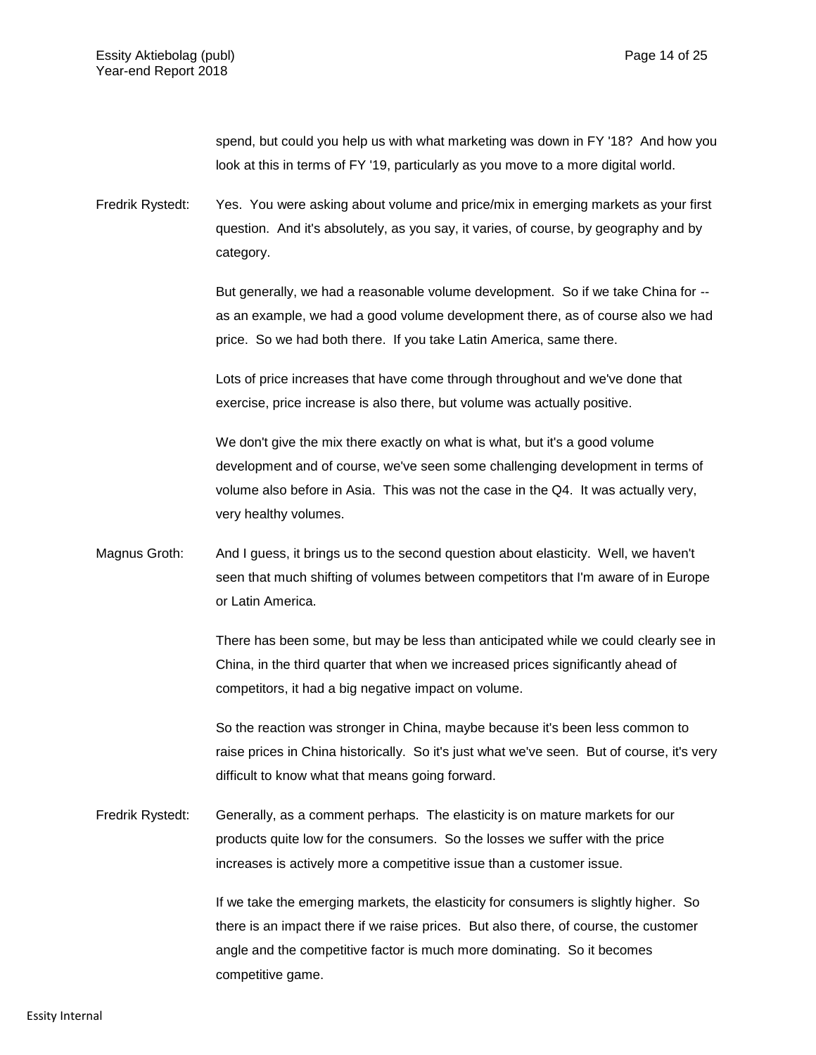spend, but could you help us with what marketing was down in FY '18? And how you look at this in terms of FY '19, particularly as you move to a more digital world.

Fredrik Rystedt: Yes. You were asking about volume and price/mix in emerging markets as your first question. And it's absolutely, as you say, it varies, of course, by geography and by category.

But generally, we had a reasonable volume development. So if we take China for -- as an example, we had a good volume development there, as of course also we had price. So we had both there. If you take Latin America, same there.

Lots of price increases that have come through throughout and we've done that exercise, price increase is also there, but volume was actually positive.

We don't give the mix there exactly on what is what, but it's a good volume development and of course, we've seen some challenging development in terms of volume also before in Asia. This was not the case in the Q4. It was actually very, very healthy volumes.

Magnus Groth: And I guess, it brings us to the second question about elasticity. Well, we haven't seen that much shifting of volumes between competitors that I'm aware of in Europe or Latin America.

There has been some, but may be less than anticipated while we could clearly see in China, in the third quarter that when we increased prices significantly ahead of competitors, it had a big negative impact on volume.

So the reaction was stronger in China, maybe because it's been less common to raise prices in China historically. So it's just what we've seen. But of course, it's very difficult to know what that means going forward.

Fredrik Rystedt: Generally, as a comment perhaps. The elasticity is on mature markets for our products quite low for the consumers. So the losses we suffer with the price increases is actively more a competitive issue than a customer issue.

If we take the emerging markets, the elasticity for consumers is slightly higher. So there is an impact there if we raise prices. But also there, of course, the customer angle and the competitive factor is much more dominating. So it becomes competitive game.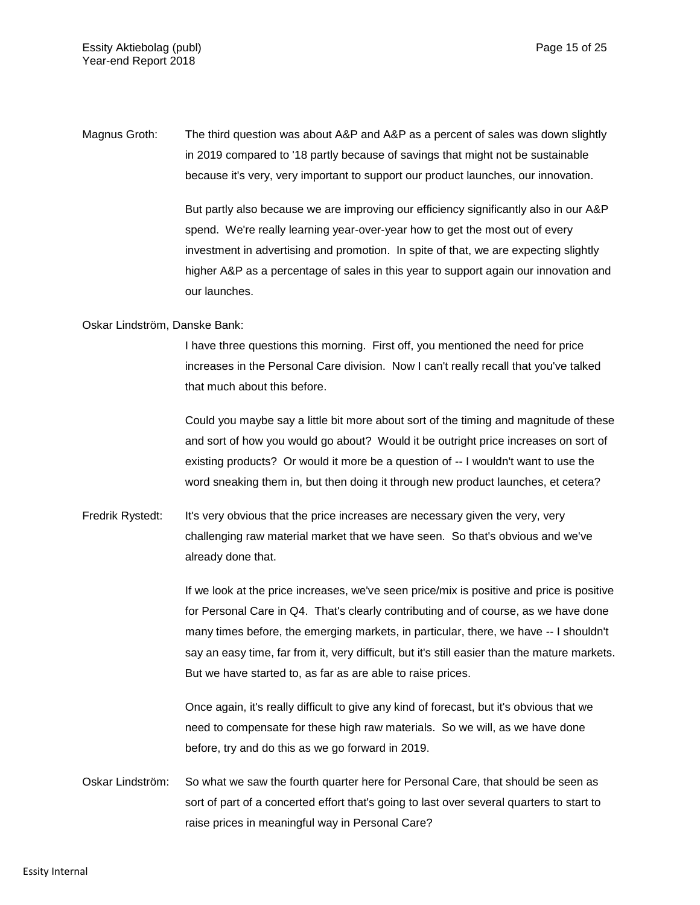Magnus Groth: The third question was about A&P and A&P as a percent of sales was down slightly in 2019 compared to '18 partly because of savings that might not be sustainable because it's very, very important to support our product launches, our innovation.

But partly also because we are improving our efficiency significantly also in our A&P spend. We're really learning year-over-year how to get the most out of every investment in advertising and promotion. In spite of that, we are expecting slightly higher A&P as a percentage of sales in this year to support again our innovation and our launches.

Oskar Lindström, Danske Bank:

I have three questions this morning. First off, you mentioned the need for price increases in the Personal Care division. Now I can't really recall that you've talked that much about this before.

Could you maybe say a little bit more about sort of the timing and magnitude of these and sort of how you would go about? Would it be outright price increases on sort of existing products? Or would it more be a question of -- I wouldn't want to use the word sneaking them in, but then doing it through new product launches, et cetera?

Fredrik Rystedt: It's very obvious that the price increases are necessary given the very, very challenging raw material market that we have seen. So that's obvious and we've already done that.

If we look at the price increases, we've seen price/mix is positive and price is positive for Personal Care in Q4. That's clearly contributing and of course, as we have done many times before, the emerging markets, in particular, there, we have -- I shouldn't say an easy time, far from it, very difficult, but it's still easier than the mature markets. But we have started to, as far as are able to raise prices.

Once again, it's really difficult to give any kind of forecast, but it's obvious that we need to compensate for these high raw materials. So we will, as we have done before, try and do this as we go forward in 2019.

Oskar Lindström: So what we saw the fourth quarter here for Personal Care, that should be seen as sort of part of a concerted effort that's going to last over several quarters to start to raise prices in meaningful way in Personal Care?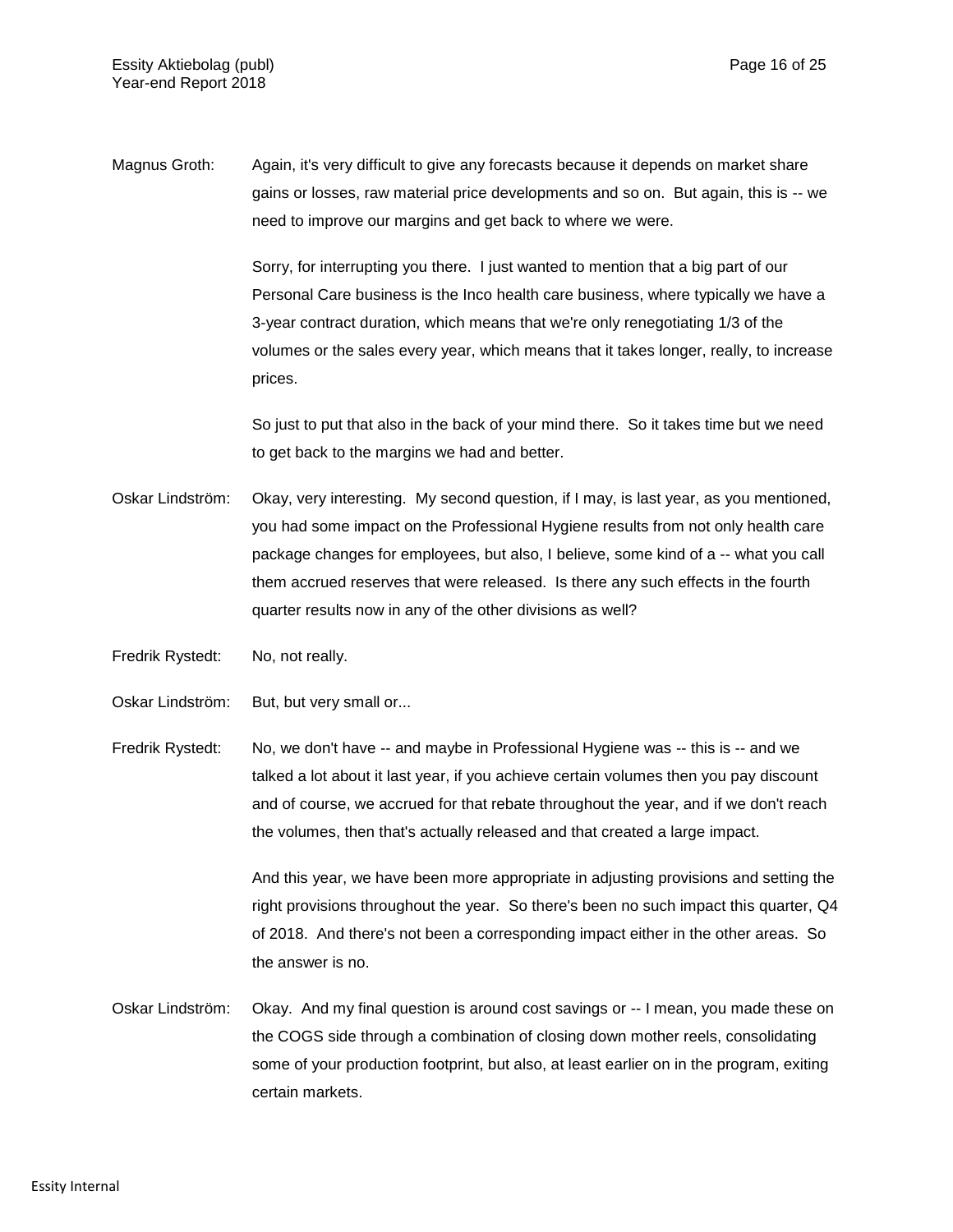Magnus Groth: Again, it's very difficult to give any forecasts because it depends on market share gains or losses, raw material price developments and so on. But again, this is -- we need to improve our margins and get back to where we were.

Sorry, for interrupting you there. I just wanted to mention that a big part of our Personal Care business is the Inco health care business, where typically we have a 3-year contract duration, which means that we're only renegotiating 1/3 of the volumes or the sales every year, which means that it takes longer, really, to increase prices.

So just to put that also in the back of your mind there. So it takes time but we need to get back to the margins we had and better.

Oskar Lindström: Okay, very interesting. My second question, if I may, is last year, as you mentioned, you had some impact on the Professional Hygiene results from not only health care package changes for employees, but also, I believe, some kind of a -- what you call them accrued reserves that were released. Is there any such effects in the fourth quarter results now in any of the other divisions as well?

Fredrik Rystedt: No, not really.

Oskar Lindström: But, but very small or...

Fredrik Rystedt: No, we don't have -- and maybe in Professional Hygiene was -- this is -- and we talked a lot about it last year, if you achieve certain volumes then you pay discount and of course, we accrued for that rebate throughout the year, and if we don't reach the volumes, then that's actually released and that created a large impact.

And this year, we have been more appropriate in adjusting provisions and setting the right provisions throughout the year. So there's been no such impact this quarter, Q4 of 2018. And there's not been a corresponding impact either in the other areas. So the answer is no.

Oskar Lindström: Okay. And my final question is around cost savings or -- I mean, you made these on the COGS side through a combination of closing down mother reels, consolidating some of your production footprint, but also, at least earlier on in the program, exiting certain markets.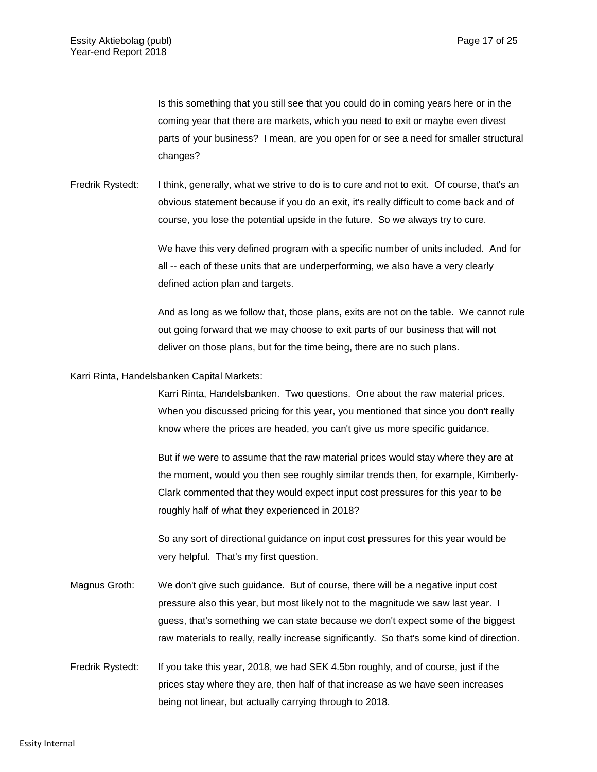Is this something that you still see that you could do in coming years here or in the coming year that there are markets, which you need to exit or maybe even divest parts of your business? I mean, are you open for or see a need for smaller structural changes?

Fredrik Rystedt: I think, generally, what we strive to do is to cure and not to exit. Of course, that's an obvious statement because if you do an exit, it's really difficult to come back and of course, you lose the potential upside in the future. So we always try to cure.

We have this very defined program with a specific number of units included. And for all -- each of these units that are underperforming, we also have a very clearly defined action plan and targets.

And as long as we follow that, those plans, exits are not on the table. We cannot rule out going forward that we may choose to exit parts of our business that will not deliver on those plans, but for the time being, there are no such plans.

Karri Rinta, Handelsbanken Capital Markets:

Karri Rinta, Handelsbanken. Two questions. One about the raw material prices. When you discussed pricing for this year, you mentioned that since you don't really know where the prices are headed, you can't give us more specific guidance.

But if we were to assume that the raw material prices would stay where they are at the moment, would you then see roughly similar trends then, for example, Kimberly-Clark commented that they would expect input cost pressures for this year to be roughly half of what they experienced in 2018?

So any sort of directional guidance on input cost pressures for this year would be very helpful. That's my first question.

Magnus Groth: We don't give such guidance. But of course, there will be a negative input cost pressure also this year, but most likely not to the magnitude we saw last year. I guess, that's something we can state because we don't expect some of the biggest raw materials to really, really increase significantly. So that's some kind of direction.

Fredrik Rystedt: If you take this year, 2018, we had SEK 4.5bn roughly, and of course, just if the prices stay where they are, then half of that increase as we have seen increases being not linear, but actually carrying through to 2018.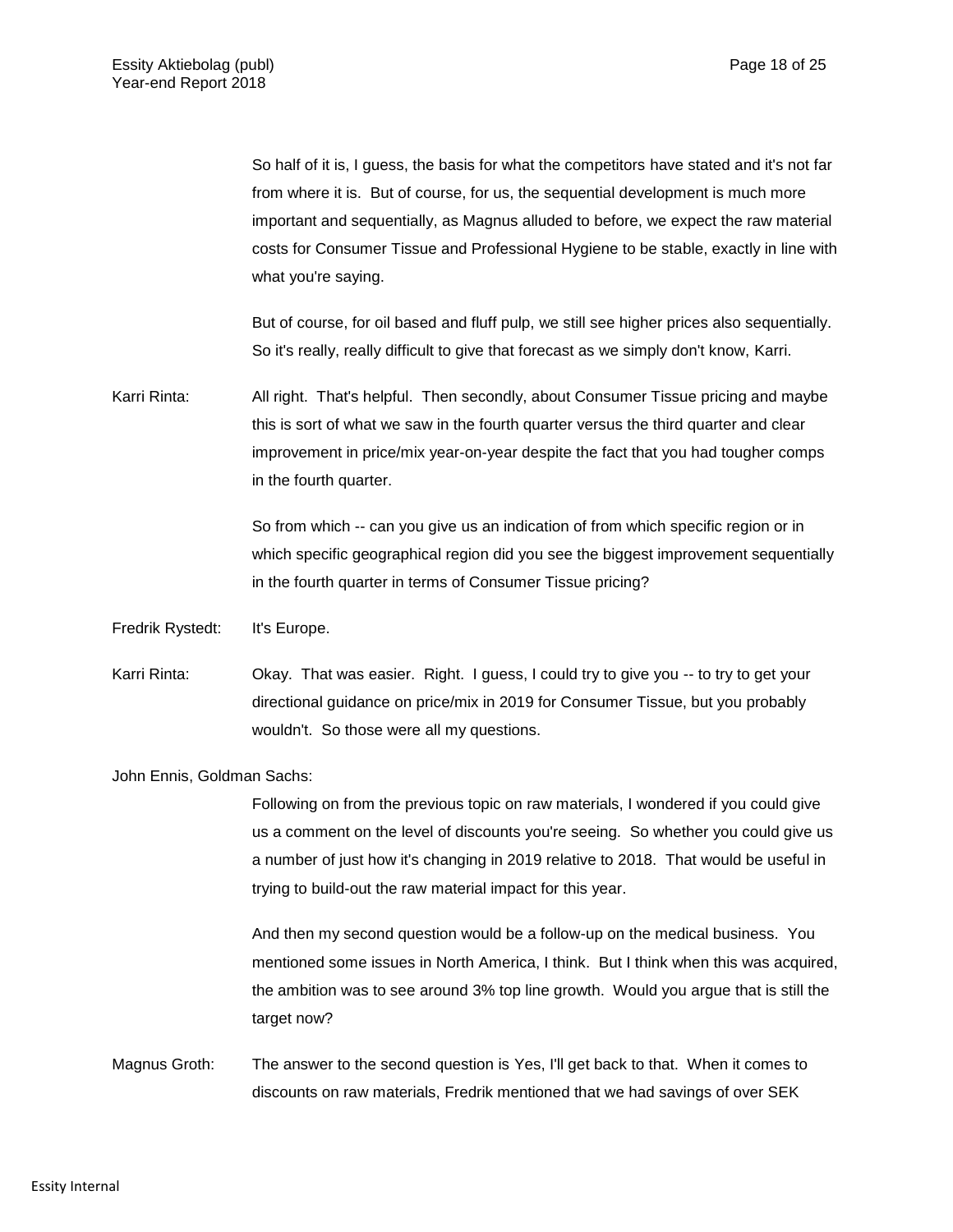So half of it is, I guess, the basis for what the competitors have stated and it's not far from where it is. But of course, for us, the sequential development is much more important and sequentially, as Magnus alluded to before, we expect the raw material costs for Consumer Tissue and Professional Hygiene to be stable, exactly in line with what you're saying.

But of course, for oil based and fluff pulp, we still see higher prices also sequentially. So it's really, really difficult to give that forecast as we simply don't know, Karri.

**Karri Rinta:** All right. That's helpful. Then secondly, about Consumer Tissue pricing and maybe this is sort of what we saw in the fourth quarter versus the third quarter and clear improvement in price/mix year-on-year despite the fact that you had tougher comps in the fourth quarter.

So from which -- can you give us an indication of from which specific region or in which specific geographical region did you see the biggest improvement sequentially in the fourth quarter in terms of Consumer Tissue pricing?

**Fredrik Rystedt:** It's Europe.

**Karri Rinta:** Okay. That was easier. Right. I guess, I could try to give you -- to try to get your directional guidance on price/mix in 2019 for Consumer Tissue, but you probably wouldn't. So those were all my questions.

**John Ennis, Goldman Sachs:**

Following on from the previous topic on raw materials, I wondered if you could give us a comment on the level of discounts you're seeing. So whether you could give us a number of just how it's changing in 2019 relative to 2018. That would be useful in trying to build-out the raw material impact for this year.

And then my second question would be a follow-up on the medical business. You mentioned some issues in North America, I think. But I think when this was acquired, the ambition was to see around 3% top line growth. Would you argue that is still the target now?

**Magnus Groth:** The answer to the second question is Yes, I'll get back to that. When it comes to discounts on raw materials, Fredrik mentioned that we had savings of over SEK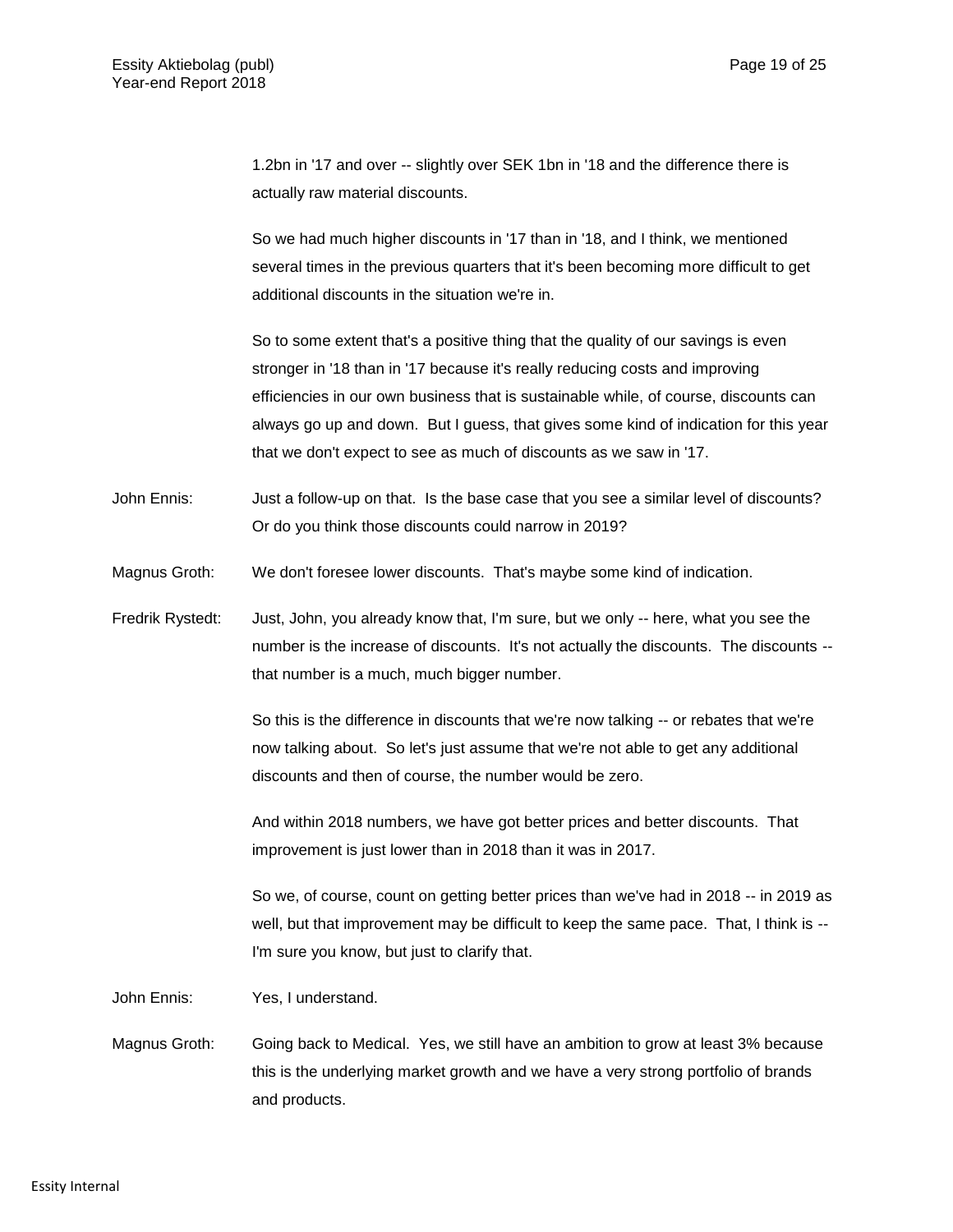1.2bn in '17 and over -- slightly over SEK 1bn in '18 and the difference there is actually raw material discounts.

So we had much higher discounts in '17 than in '18, and I think, we mentioned several times in the previous quarters that it's been becoming more difficult to get additional discounts in the situation we're in.

So to some extent that's a positive thing that the quality of our savings is even stronger in '18 than in '17 because it's really reducing costs and improving efficiencies in our own business that is sustainable while, of course, discounts can always go up and down. But I guess, that gives some kind of indication for this year that we don't expect to see as much of discounts as we saw in '17.

John Ennis: Just a follow-up on that. Is the base case that you see a similar level of discounts? Or do you think those discounts could narrow in 2019?

Magnus Groth: We don't foresee lower discounts. That's maybe some kind of indication.

Fredrik Rystedt: Just, John, you already know that, I'm sure, but we only -- here, what you see the number is the increase of discounts. It's not actually the discounts. The discounts -- that number is a much, much bigger number.

So this is the difference in discounts that we're now talking -- or rebates that we're now talking about. So let's just assume that we're not able to get any additional discounts and then of course, the number would be zero.

And within 2018 numbers, we have got better prices and better discounts. That improvement is just lower than in 2018 than it was in 2017.

So we, of course, count on getting better prices than we've had in 2018 -- in 2019 as well, but that improvement may be difficult to keep the same pace. That, I think is -- I'm sure you know, but just to clarify that.

John Ennis: Yes, I understand.

Magnus Groth: Going back to Medical. Yes, we still have an ambition to grow at least 3% because this is the underlying market growth and we have a very strong portfolio of brands and products.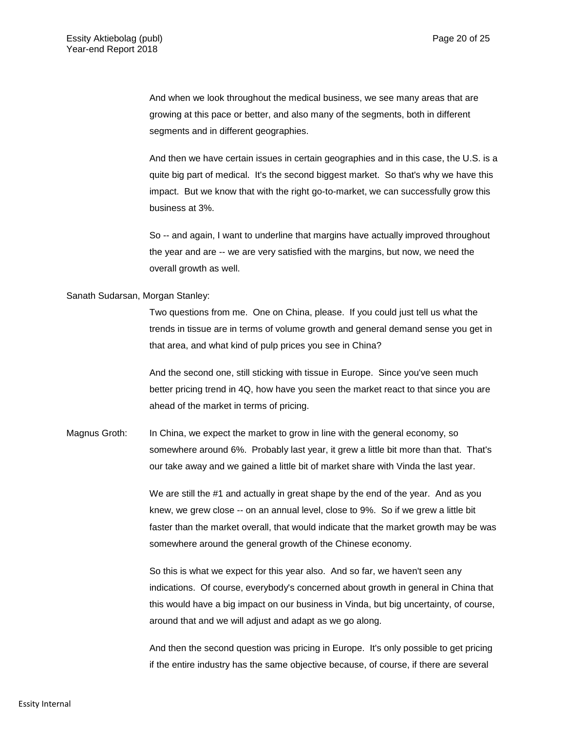And when we look throughout the medical business, we see many areas that are growing at this pace or better, and also many of the segments, both in different segments and in different geographies.

And then we have certain issues in certain geographies and in this case, the U.S. is a quite big part of medical. It's the second biggest market. So that's why we have this impact. But we know that with the right go-to-market, we can successfully grow this business at 3%.

So -- and again, I want to underline that margins have actually improved throughout the year and are -- we are very satisfied with the margins, but now, we need the overall growth as well.

Sanath Sudarsan, Morgan Stanley:

Two questions from me. One on China, please. If you could just tell us what the trends in tissue are in terms of volume growth and general demand sense you get in that area, and what kind of pulp prices you see in China?

And the second one, still sticking with tissue in Europe. Since you've seen much better pricing trend in 4Q, how have you seen the market react to that since you are ahead of the market in terms of pricing.

Magnus Groth: In China, we expect the market to grow in line with the general economy, so somewhere around 6%. Probably last year, it grew a little bit more than that. That's our take away and we gained a little bit of market share with Vinda the last year.

We are still the #1 and actually in great shape by the end of the year. And as you knew, we grew close -- on an annual level, close to 9%. So if we grew a little bit faster than the market overall, that would indicate that the market growth may be was somewhere around the general growth of the Chinese economy.

So this is what we expect for this year also. And so far, we haven't seen any indications. Of course, everybody's concerned about growth in general in China that this would have a big impact on our business in Vinda, but big uncertainty, of course, around that and we will adjust and adapt as we go along.

And then the second question was pricing in Europe. It's only possible to get pricing if the entire industry has the same objective because, of course, if there are several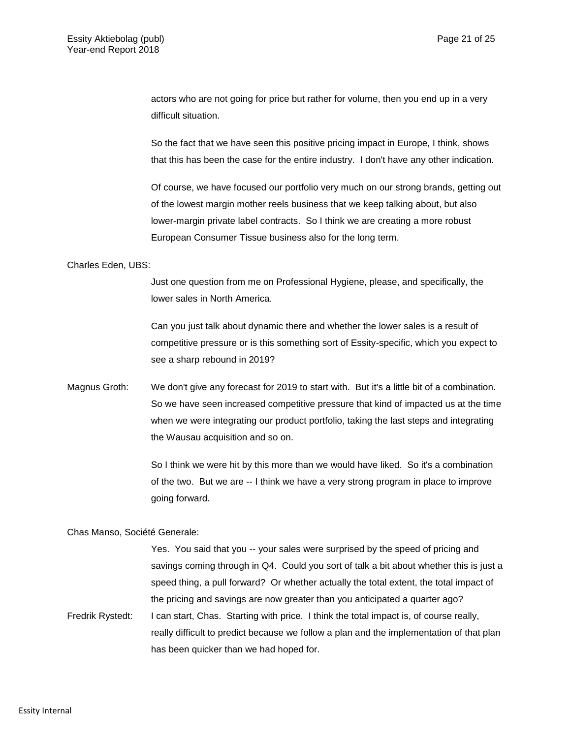actors who are not going for price but rather for volume, then you end up in a very difficult situation.

So the fact that we have seen this positive pricing impact in Europe, I think, shows that this has been the case for the entire industry. I don't have any other indication.

Of course, we have focused our portfolio very much on our strong brands, getting out of the lowest margin mother reels business that we keep talking about, but also lower-margin private label contracts. So I think we are creating a more robust European Consumer Tissue business also for the long term.

Charles Eden, UBS:

Just one question from me on Professional Hygiene, please, and specifically, the lower sales in North America.

Can you just talk about dynamic there and whether the lower sales is a result of competitive pressure or is this something sort of Essity-specific, which you expect to see a sharp rebound in 2019?

Magnus Groth: We don't give any forecast for 2019 to start with. But it's a little bit of a combination. So we have seen increased competitive pressure that kind of impacted us at the time when we were integrating our product portfolio, taking the last steps and integrating the Wausau acquisition and so on.

So I think we were hit by this more than we would have liked. So it's a combination of the two. But we are -- I think we have a very strong program in place to improve going forward.

Chas Manso, Société Generale:

Yes. You said that you -- your sales were surprised by the speed of pricing and savings coming through in Q4. Could you sort of talk a bit about whether this is just a speed thing, a pull forward? Or whether actually the total extent, the total impact of the pricing and savings are now greater than you anticipated a quarter ago?

Fredrik Rystedt: I can start, Chas. Starting with price. I think the total impact is, of course really, really difficult to predict because we follow a plan and the implementation of that plan has been quicker than we had hoped for.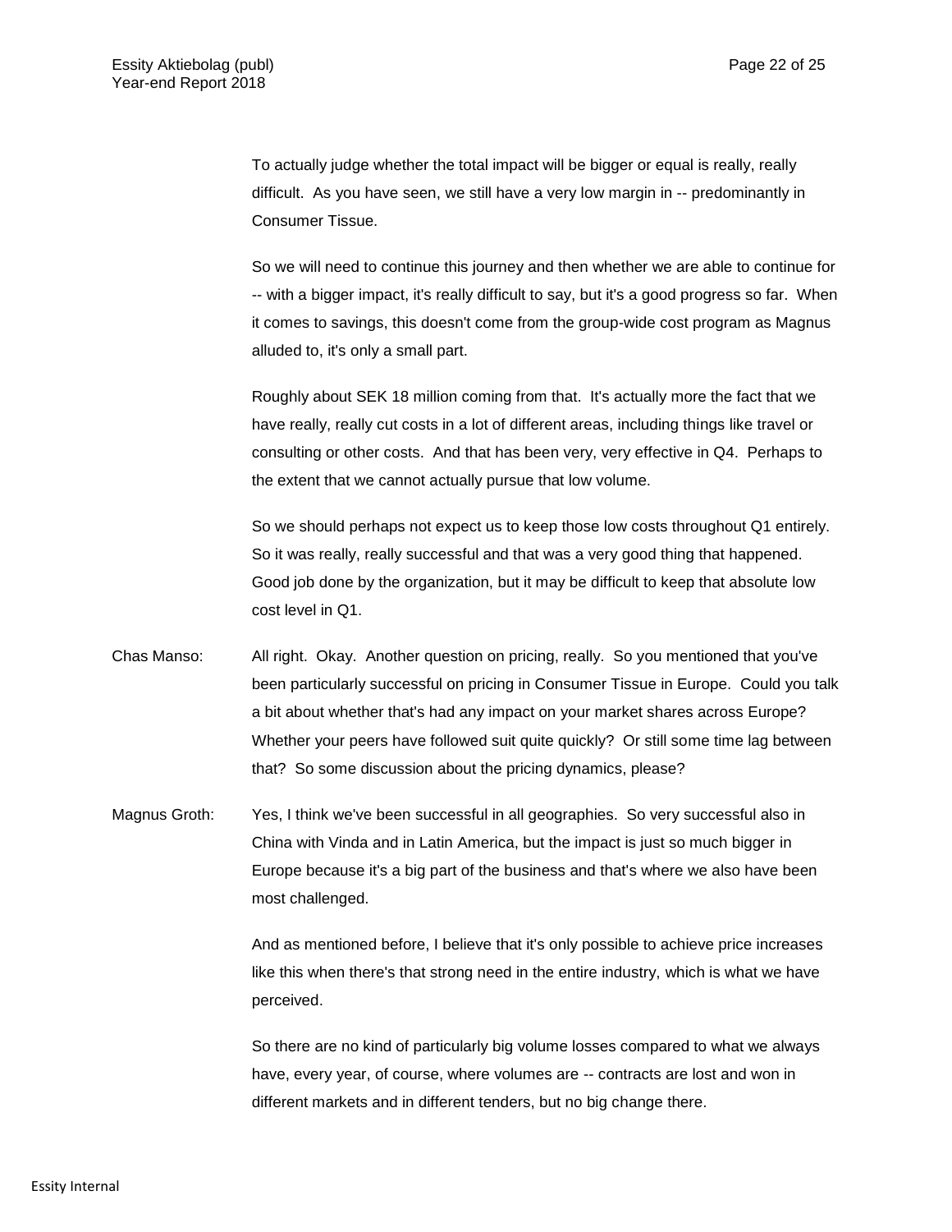To actually judge whether the total impact will be bigger or equal is really, really difficult. As you have seen, we still have a very low margin in -- predominantly in Consumer Tissue.

So we will need to continue this journey and then whether we are able to continue for -- with a bigger impact, it's really difficult to say, but it's a good progress so far. When it comes to savings, this doesn't come from the group-wide cost program as Magnus alluded to, it's only a small part.

Roughly about SEK 18 million coming from that. It's actually more the fact that we have really, really cut costs in a lot of different areas, including things like travel or consulting or other costs. And that has been very, very effective in Q4. Perhaps to the extent that we cannot actually pursue that low volume.

So we should perhaps not expect us to keep those low costs throughout Q1 entirely. So it was really, really successful and that was a very good thing that happened. Good job done by the organization, but it may be difficult to keep that absolute low cost level in Q1.

Chas Manso: All right. Okay. Another question on pricing, really. So you mentioned that you've been particularly successful on pricing in Consumer Tissue in Europe. Could you talk a bit about whether that's had any impact on your market shares across Europe? Whether your peers have followed suit quite quickly? Or still some time lag between that? So some discussion about the pricing dynamics, please?

Magnus Groth: Yes, I think we've been successful in all geographies. So very successful also in China with Vinda and in Latin America, but the impact is just so much bigger in Europe because it's a big part of the business and that's where we also have been most challenged.

And as mentioned before, I believe that it's only possible to achieve price increases like this when there's that strong need in the entire industry, which is what we have perceived.

So there are no kind of particularly big volume losses compared to what we always have, every year, of course, where volumes are -- contracts are lost and won in different markets and in different tenders, but no big change there.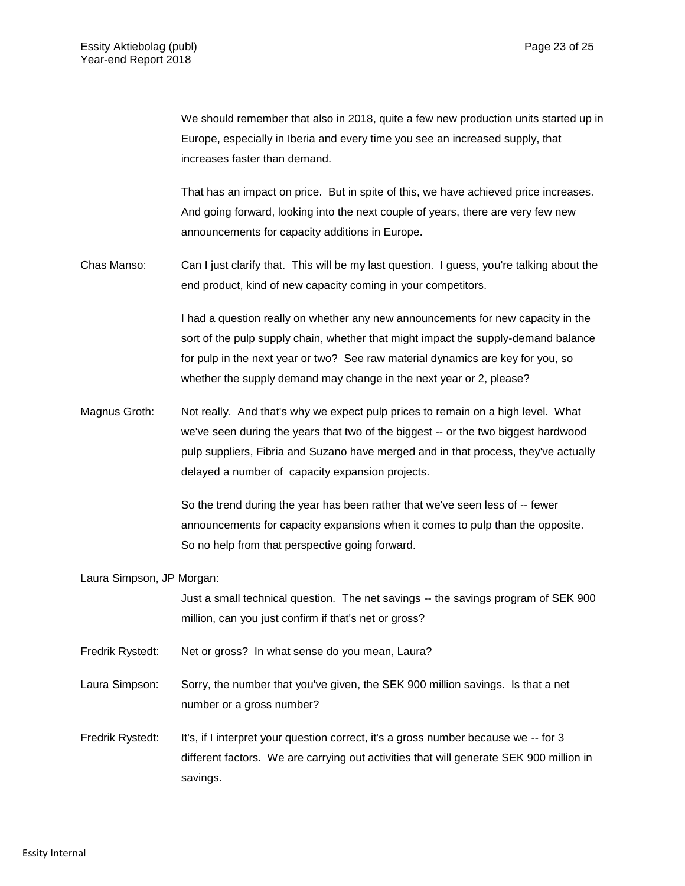We should remember that also in 2018, quite a few new production units started up in Europe, especially in Iberia and every time you see an increased supply, that increases faster than demand.

That has an impact on price. But in spite of this, we have achieved price increases. And going forward, looking into the next couple of years, there are very few new announcements for capacity additions in Europe.

Chas Manso: Can I just clarify that. This will be my last question. I guess, you're talking about the end product, kind of new capacity coming in your competitors.

I had a question really on whether any new announcements for new capacity in the sort of the pulp supply chain, whether that might impact the supply-demand balance for pulp in the next year or two? See raw material dynamics are key for you, so whether the supply demand may change in the next year or 2, please?

Magnus Groth: Not really. And that's why we expect pulp prices to remain on a high level. What we've seen during the years that two of the biggest -- or the two biggest hardwood pulp suppliers, Fibria and Suzano have merged and in that process, they've actually delayed a number of capacity expansion projects.

So the trend during the year has been rather that we've seen less of -- fewer announcements for capacity expansions when it comes to pulp than the opposite. So no help from that perspective going forward.

Laura Simpson, JP Morgan:

Just a small technical question. The net savings -- the savings program of SEK 900 million, can you just confirm if that's net or gross?

Fredrik Rystedt: Net or gross? In what sense do you mean, Laura?

Laura Simpson: Sorry, the number that you've given, the SEK 900 million savings. Is that a net number or a gross number?

Fredrik Rystedt: It's, if I interpret your question correct, it's a gross number because we -- for 3 different factors. We are carrying out activities that will generate SEK 900 million in savings.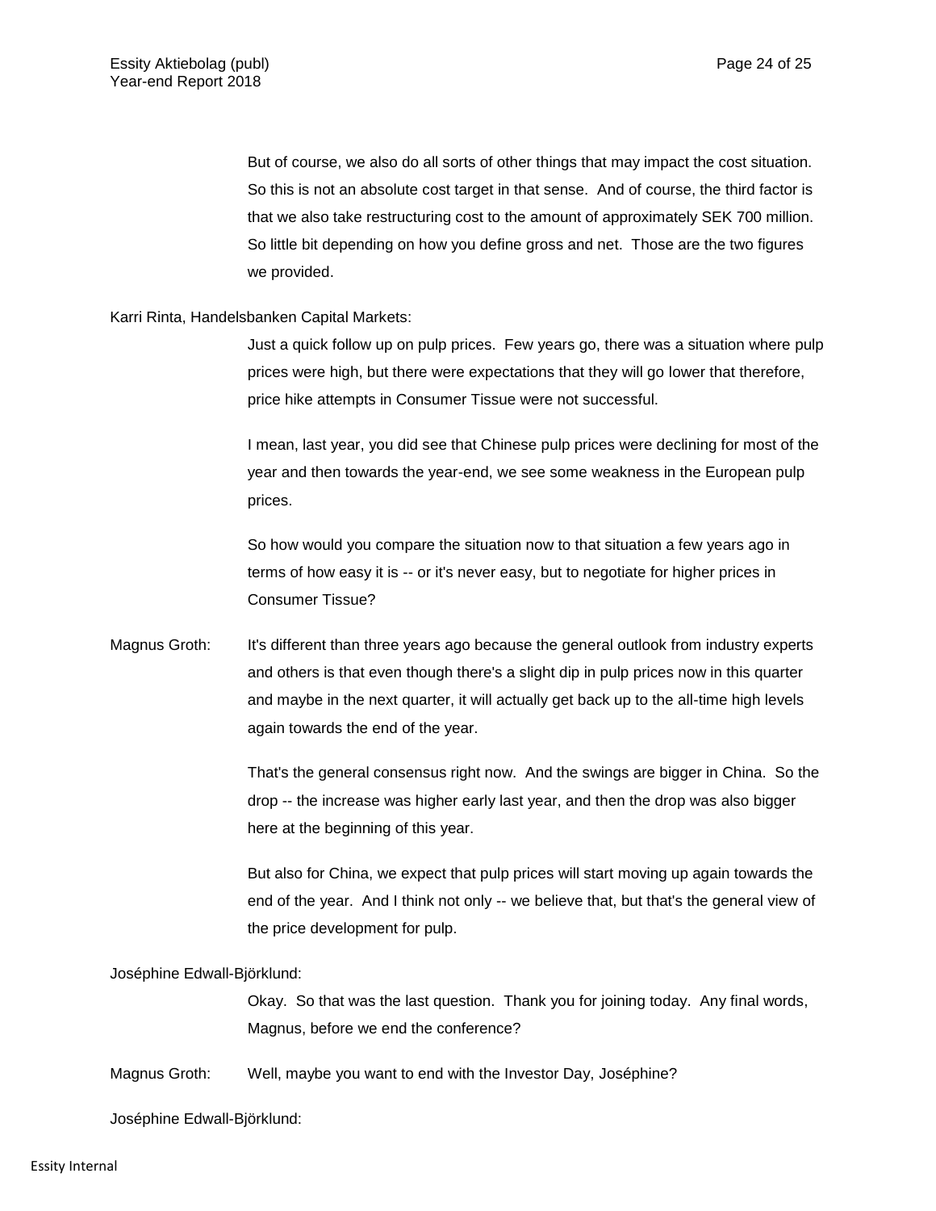But of course, we also do all sorts of other things that may impact the cost situation. So this is not an absolute cost target in that sense. And of course, the third factor is that we also take restructuring cost to the amount of approximately SEK 700 million. So little bit depending on how you define gross and net. Those are the two figures we provided.

Karri Rinta, Handelsbanken Capital Markets:

Just a quick follow up on pulp prices. Few years go, there was a situation where pulp prices were high, but there were expectations that they will go lower that therefore, price hike attempts in Consumer Tissue were not successful.

I mean, last year, you did see that Chinese pulp prices were declining for most of the year and then towards the year-end, we see some weakness in the European pulp prices.

So how would you compare the situation now to that situation a few years ago in terms of how easy it is -- or it's never easy, but to negotiate for higher prices in Consumer Tissue?

Magnus Groth: It's different than three years ago because the general outlook from industry experts and others is that even though there's a slight dip in pulp prices now in this quarter and maybe in the next quarter, it will actually get back up to the all-time high levels again towards the end of the year.

That's the general consensus right now. And the swings are bigger in China. So the drop -- the increase was higher early last year, and then the drop was also bigger here at the beginning of this year.

But also for China, we expect that pulp prices will start moving up again towards the end of the year. And I think not only -- we believe that, but that's the general view of the price development for pulp.

Joséphine Edwall-Björklund:

Okay. So that was the last question. Thank you for joining today. Any final words, Magnus, before we end the conference?

Magnus Groth: Well, maybe you want to end with the Investor Day, Joséphine?

Joséphine Edwall-Björklund: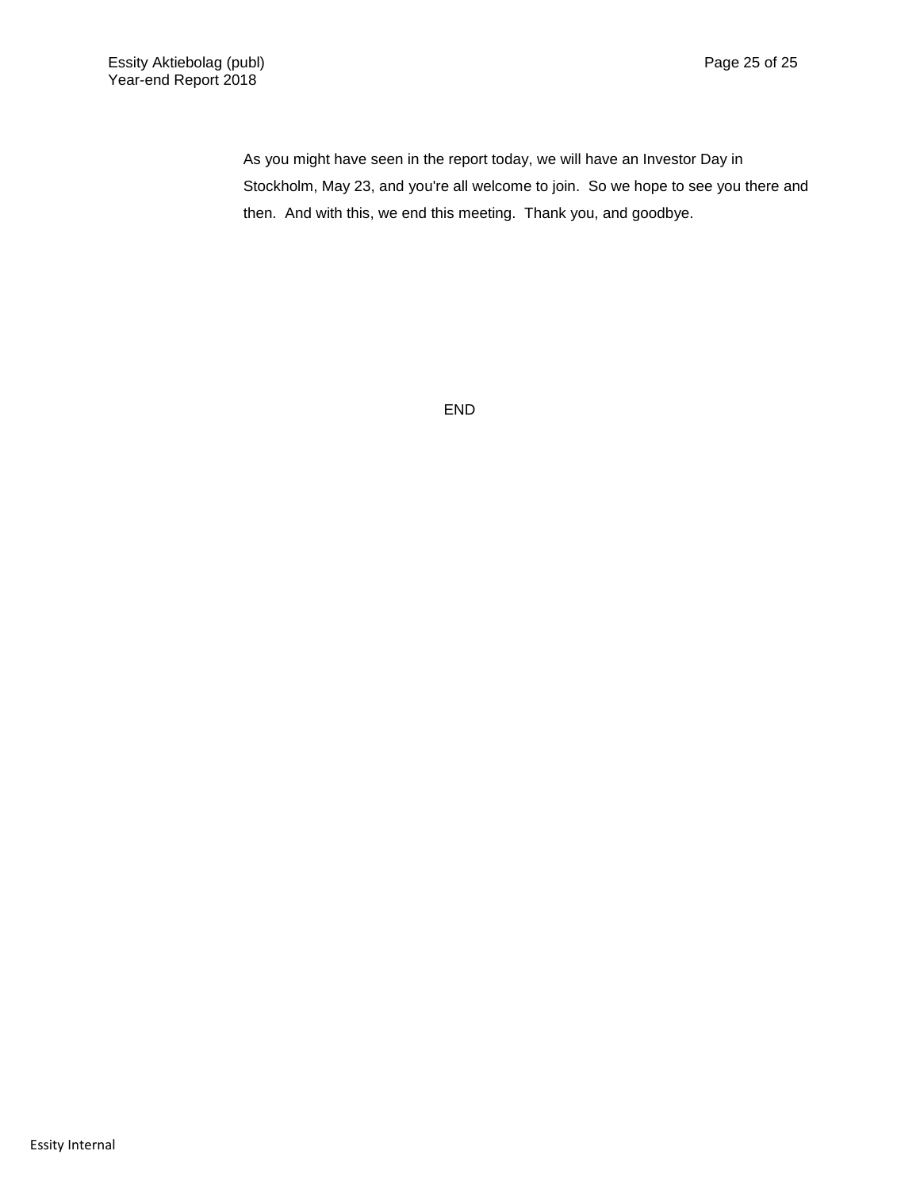As you might have seen in the report today, we will have an Investor Day in Stockholm, May 23, and you're all welcome to join. So we hope to see you there and then. And with this, we end this meeting. Thank you, and goodbye.

END